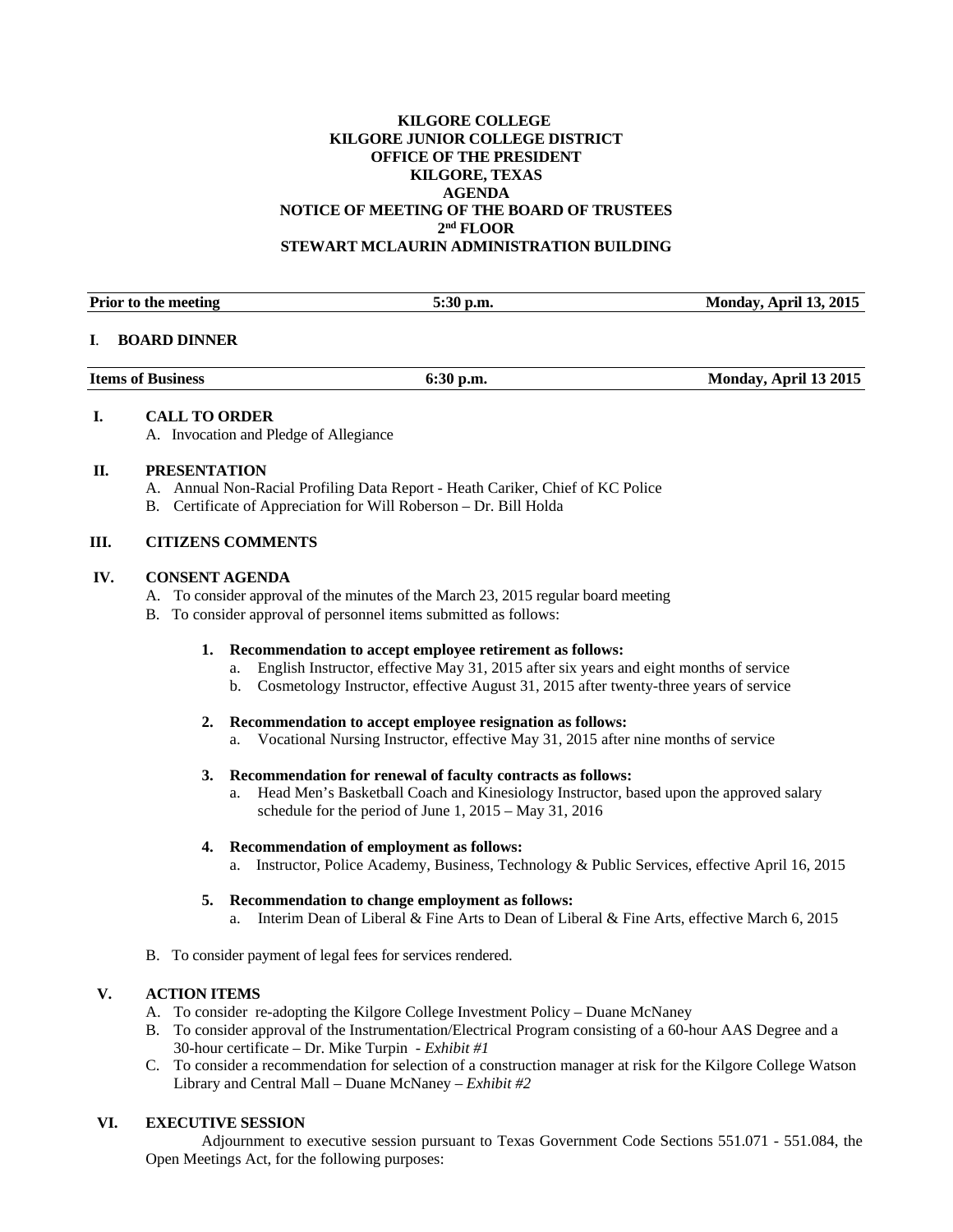**KILGORE COLLEGE**
**KILGORE JUNIOR COLLEGE DISTRICT**
**OFFICE OF THE PRESIDENT**
**KILGORE, TEXAS**
**AGENDA**
**NOTICE OF MEETING OF THE BOARD OF TRUSTEES**
**2nd FLOOR**
**STEWART MCLAURIN ADMINISTRATION BUILDING**

| Prior to the meeting | 5:30 p.m. | Monday, April 13, 2015 |
|---|---|---|

**I. BOARD DINNER**

| Items of Business | 6:30 p.m. | Monday, April 13 2015 |
|---|---|---|

**I. CALL TO ORDER**

A. Invocation and Pledge of Allegiance

**II. PRESENTATION**

A. Annual Non-Racial Profiling Data Report - Heath Cariker, Chief of KC Police
B. Certificate of Appreciation for Will Roberson – Dr. Bill Holda

**III. CITIZENS COMMENTS**

**IV. CONSENT AGENDA**

A. To consider approval of the minutes of the March 23, 2015 regular board meeting
B. To consider approval of personnel items submitted as follows:

1. **Recommendation to accept employee retirement as follows:**
   a. English Instructor, effective May 31, 2015 after six years and eight months of service
   b. Cosmetology Instructor, effective August 31, 2015 after twenty-three years of service

2. **Recommendation to accept employee resignation as follows:**
   a. Vocational Nursing Instructor, effective May 31, 2015 after nine months of service

3. **Recommendation for renewal of faculty contracts as follows:**
   a. Head Men's Basketball Coach and Kinesiology Instructor, based upon the approved salary schedule for the period of June 1, 2015 – May 31, 2016

4. **Recommendation of employment as follows:**
   a. Instructor, Police Academy, Business, Technology & Public Services, effective April 16, 2015

5. **Recommendation to change employment as follows:**
   a. Interim Dean of Liberal & Fine Arts to Dean of Liberal & Fine Arts, effective March 6, 2015

B. To consider payment of legal fees for services rendered.

**V. ACTION ITEMS**

A. To consider re-adopting the Kilgore College Investment Policy – Duane McNaney
B. To consider approval of the Instrumentation/Electrical Program consisting of a 60-hour AAS Degree and a 30-hour certificate – Dr. Mike Turpin - *Exhibit #1*
C. To consider a recommendation for selection of a construction manager at risk for the Kilgore College Watson Library and Central Mall – Duane McNaney – *Exhibit #2*

**VI. EXECUTIVE SESSION**

Adjournment to executive session pursuant to Texas Government Code Sections 551.071 - 551.084, the Open Meetings Act, for the following purposes: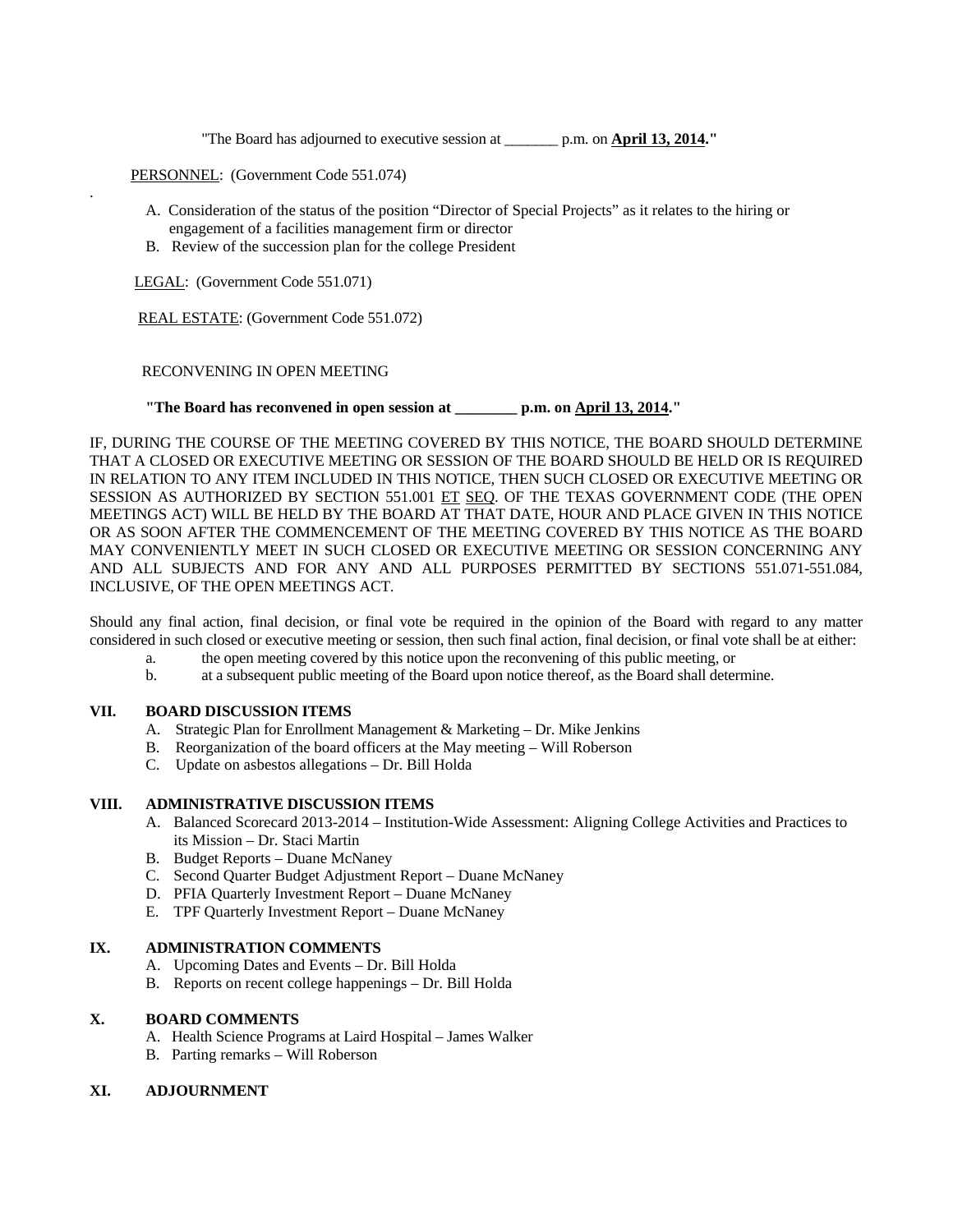"The Board has adjourned to executive session at _______ p.m. on **<u>April 13, 2014</u>**."

<u>PERSONNEL</u>: (Government Code 551.074)

.

A. Consideration of the status of the position "Director of Special Projects" as it relates to the hiring or engagement of a facilities management firm or director
B. Review of the succession plan for the college President

<u>LEGAL</u>: (Government Code 551.071)

<u>REAL ESTATE</u>: (Government Code 551.072)

RECONVENING IN OPEN MEETING

**"The Board has reconvened in open session at ________ p.m. on <u>April 13, 2014</u>."**

IF, DURING THE COURSE OF THE MEETING COVERED BY THIS NOTICE, THE BOARD SHOULD DETERMINE THAT A CLOSED OR EXECUTIVE MEETING OR SESSION OF THE BOARD SHOULD BE HELD OR IS REQUIRED IN RELATION TO ANY ITEM INCLUDED IN THIS NOTICE, THEN SUCH CLOSED OR EXECUTIVE MEETING OR SESSION AS AUTHORIZED BY SECTION 551.001 <u>ET</u> <u>SEQ</u>. OF THE TEXAS GOVERNMENT CODE (THE OPEN MEETINGS ACT) WILL BE HELD BY THE BOARD AT THAT DATE, HOUR AND PLACE GIVEN IN THIS NOTICE OR AS SOON AFTER THE COMMENCEMENT OF THE MEETING COVERED BY THIS NOTICE AS THE BOARD MAY CONVENIENTLY MEET IN SUCH CLOSED OR EXECUTIVE MEETING OR SESSION CONCERNING ANY AND ALL SUBJECTS AND FOR ANY AND ALL PURPOSES PERMITTED BY SECTIONS 551.071-551.084, INCLUSIVE, OF THE OPEN MEETINGS ACT.

Should any final action, final decision, or final vote be required in the opinion of the Board with regard to any matter considered in such closed or executive meeting or session, then such final action, final decision, or final vote shall be at either:

a. the open meeting covered by this notice upon the reconvening of this public meeting, or
b. at a subsequent public meeting of the Board upon notice thereof, as the Board shall determine.

**VII. BOARD DISCUSSION ITEMS**

A. Strategic Plan for Enrollment Management & Marketing – Dr. Mike Jenkins
B. Reorganization of the board officers at the May meeting – Will Roberson
C. Update on asbestos allegations – Dr. Bill Holda

**VIII. ADMINISTRATIVE DISCUSSION ITEMS**

A. Balanced Scorecard 2013-2014 – Institution-Wide Assessment: Aligning College Activities and Practices to its Mission – Dr. Staci Martin
B. Budget Reports – Duane McNaney
C. Second Quarter Budget Adjustment Report – Duane McNaney
D. PFIA Quarterly Investment Report – Duane McNaney
E. TPF Quarterly Investment Report – Duane McNaney

**IX. ADMINISTRATION COMMENTS**

A. Upcoming Dates and Events – Dr. Bill Holda
B. Reports on recent college happenings – Dr. Bill Holda

**X. BOARD COMMENTS**

A. Health Science Programs at Laird Hospital – James Walker
B. Parting remarks – Will Roberson

**XI. ADJOURNMENT**